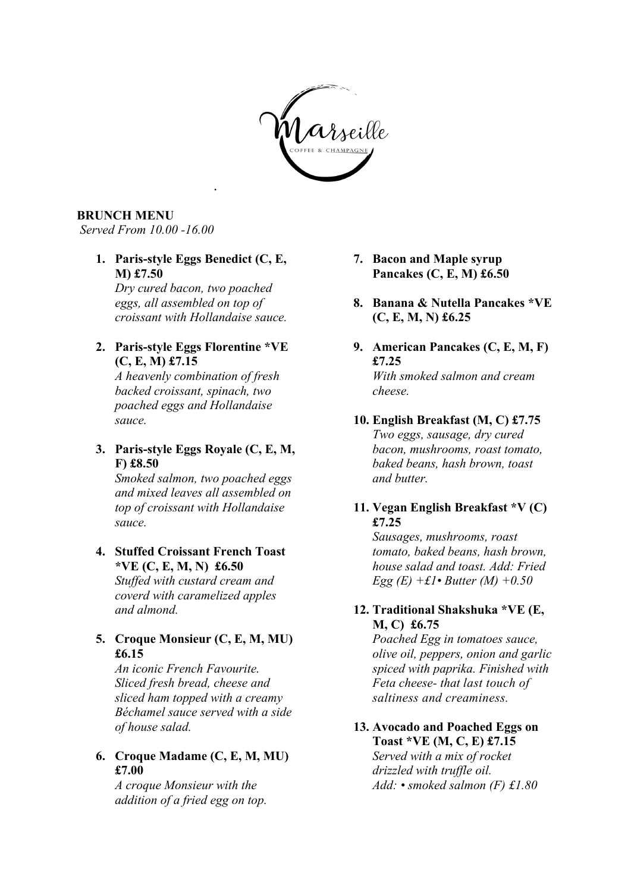Marseille

COFFEE & CHAMPAGNE

.

**BRUNCH MENU**

*Served From 10.00 -16.00*

1. **Paris-style Eggs Benedict (C, E, M) £7.50**
   *Dry cured bacon, two poached eggs, all assembled on top of croissant with Hollandaise sauce.*

2. **Paris-style Eggs Florentine *VE (C, E, M) £7.15**
   *A heavenly combination of fresh backed croissant, spinach, two poached eggs and Hollandaise sauce.*

3. **Paris-style Eggs Royale (C, E, M, F) £8.50**
   *Smoked salmon, two poached eggs and mixed leaves all assembled on top of croissant with Hollandaise sauce.*

4. **Stuffed Croissant French Toast *VE (C, E, M, N) £6.50**
   *Stuffed with custard cream and coverd with caramelized apples and almond.*

5. **Croque Monsieur (C, E, M, MU) £6.15**
   *An iconic French Favourite. Sliced fresh bread, cheese and sliced ham topped with a creamy Béchamel sauce served with a side of house salad.*

6. **Croque Madame (C, E, M, MU) £7.00**
   *A croque Monsieur with the addition of a fried egg on top.*

7. **Bacon and Maple syrup Pancakes (C, E, M) £6.50**

8. **Banana & Nutella Pancakes *VE (C, E, M, N) £6.25**

9. **American Pancakes (C, E, M, F) £7.25**
   *With smoked salmon and cream cheese.*

10. **English Breakfast (M, C) £7.75**
    *Two eggs, sausage, dry cured bacon, mushrooms, roast tomato, baked beans, hash brown, toast and butter.*

11. **Vegan English Breakfast *V (C) £7.25**
    *Sausages, mushrooms, roast tomato, baked beans, hash brown, house salad and toast. Add: Fried Egg (E) +£1• Butter (M) +0.50*

12. **Traditional Shakshuka *VE (E, M, C) £6.75**
    *Poached Egg in tomatoes sauce, olive oil, peppers, onion and garlic spiced with paprika. Finished with Feta cheese- that last touch of saltiness and creaminess.*

13. **Avocado and Poached Eggs on Toast *VE (M, C, E) £7.15**
    *Served with a mix of rocket drizzled with truffle oil.*
    *Add: • smoked salmon (F) £1.80*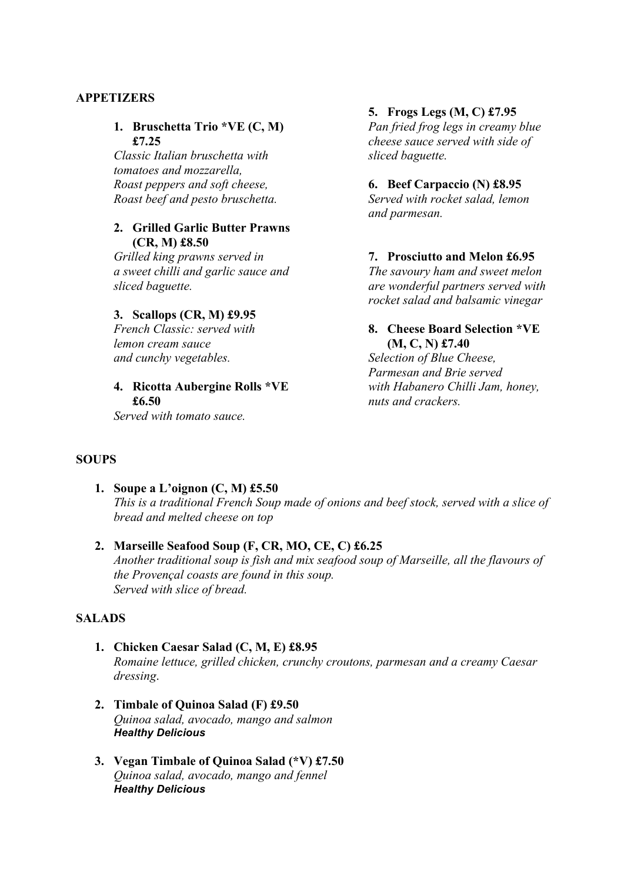## APPETIZERS

1. **Bruschetta Trio *VE (C, M) £7.25**
   *Classic Italian bruschetta with tomatoes and mozzarella,*
   *Roast peppers and soft cheese,*
   *Roast beef and pesto bruschetta.*

2. **Grilled Garlic Butter Prawns (CR, M) £8.50**
   *Grilled king prawns served in a sweet chilli and garlic sauce and sliced baguette.*

3. **Scallops (CR, M) £9.95**
   *French Classic: served with lemon cream sauce and cunchy vegetables.*

4. **Ricotta Aubergine Rolls *VE £6.50**
   *Served with tomato sauce.*

5. **Frogs Legs (M, C) £7.95**
   *Pan fried frog legs in creamy blue cheese sauce served with side of sliced baguette.*

6. **Beef Carpaccio (N) £8.95**
   *Served with rocket salad, lemon and parmesan.*

7. **Prosciutto and Melon £6.95**
   *The savoury ham and sweet melon are wonderful partners served with rocket salad and balsamic vinegar*

8. **Cheese Board Selection *VE (M, C, N) £7.40**
   *Selection of Blue Cheese, Parmesan and Brie served with Habanero Chilli Jam, honey, nuts and crackers.*

## SOUPS

1. **Soupe a L'oignon (C, M) £5.50**
   *This is a traditional French Soup made of onions and beef stock, served with a slice of bread and melted cheese on top*

2. **Marseille Seafood Soup (F, CR, MO, CE, C) £6.25**
   *Another traditional soup is fish and mix seafood soup of Marseille, all the flavours of the Provençal coasts are found in this soup.*
   *Served with slice of bread.*

## SALADS

1. **Chicken Caesar Salad (C, M, E) £8.95**
   *Romaine lettuce, grilled chicken, crunchy croutons, parmesan and a creamy Caesar dressing.*

2. **Timbale of Quinoa Salad (F) £9.50**
   *Quinoa salad, avocado, mango and salmon*
   ***Healthy Delicious***

3. **Vegan Timbale of Quinoa Salad (*V) £7.50**
   *Quinoa salad, avocado, mango and fennel*
   ***Healthy Delicious***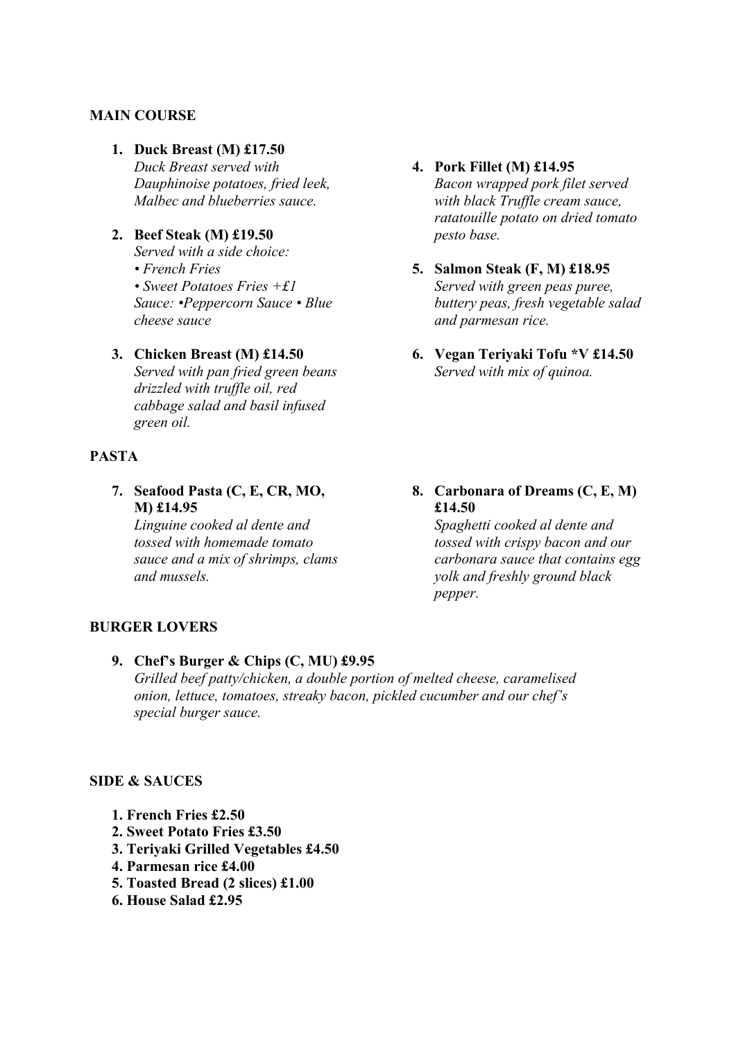## MAIN COURSE

1. **Duck Breast (M) £17.50**
   *Duck Breast served with Dauphinoise potatoes, fried leek, Malbec and blueberries sauce.*

2. **Beef Steak (M) £19.50**
   *Served with a side choice:*
   *• French Fries*
   *• Sweet Potatoes Fries +£1*
   *Sauce: •Peppercorn Sauce • Blue cheese sauce*

3. **Chicken Breast (M) £14.50**
   *Served with pan fried green beans drizzled with truffle oil, red cabbage salad and basil infused green oil.*

4. **Pork Fillet (M) £14.95**
   *Bacon wrapped pork filet served with black Truffle cream sauce, ratatouille potato on dried tomato pesto base.*

5. **Salmon Steak (F, M) £18.95**
   *Served with green peas puree, buttery peas, fresh vegetable salad and parmesan rice.*

6. **Vegan Teriyaki Tofu *V £14.50**
   *Served with mix of quinoa.*

## PASTA

7. **Seafood Pasta (C, E, CR, MO, M) £14.95**
   *Linguine cooked al dente and tossed with homemade tomato sauce and a mix of shrimps, clams and mussels.*

8. **Carbonara of Dreams (C, E, M) £14.50**
   *Spaghetti cooked al dente and tossed with crispy bacon and our carbonara sauce that contains egg yolk and freshly ground black pepper.*

## BURGER LOVERS

9. **Chef's Burger & Chips (C, MU) £9.95**
   *Grilled beef patty/chicken, a double portion of melted cheese, caramelised onion, lettuce, tomatoes, streaky bacon, pickled cucumber and our chef's special burger sauce.*

## SIDE & SAUCES

1. **French Fries £2.50**
2. **Sweet Potato Fries £3.50**
3. **Teriyaki Grilled Vegetables £4.50**
4. **Parmesan rice £4.00**
5. **Toasted Bread (2 slices) £1.00**
6. **House Salad £2.95**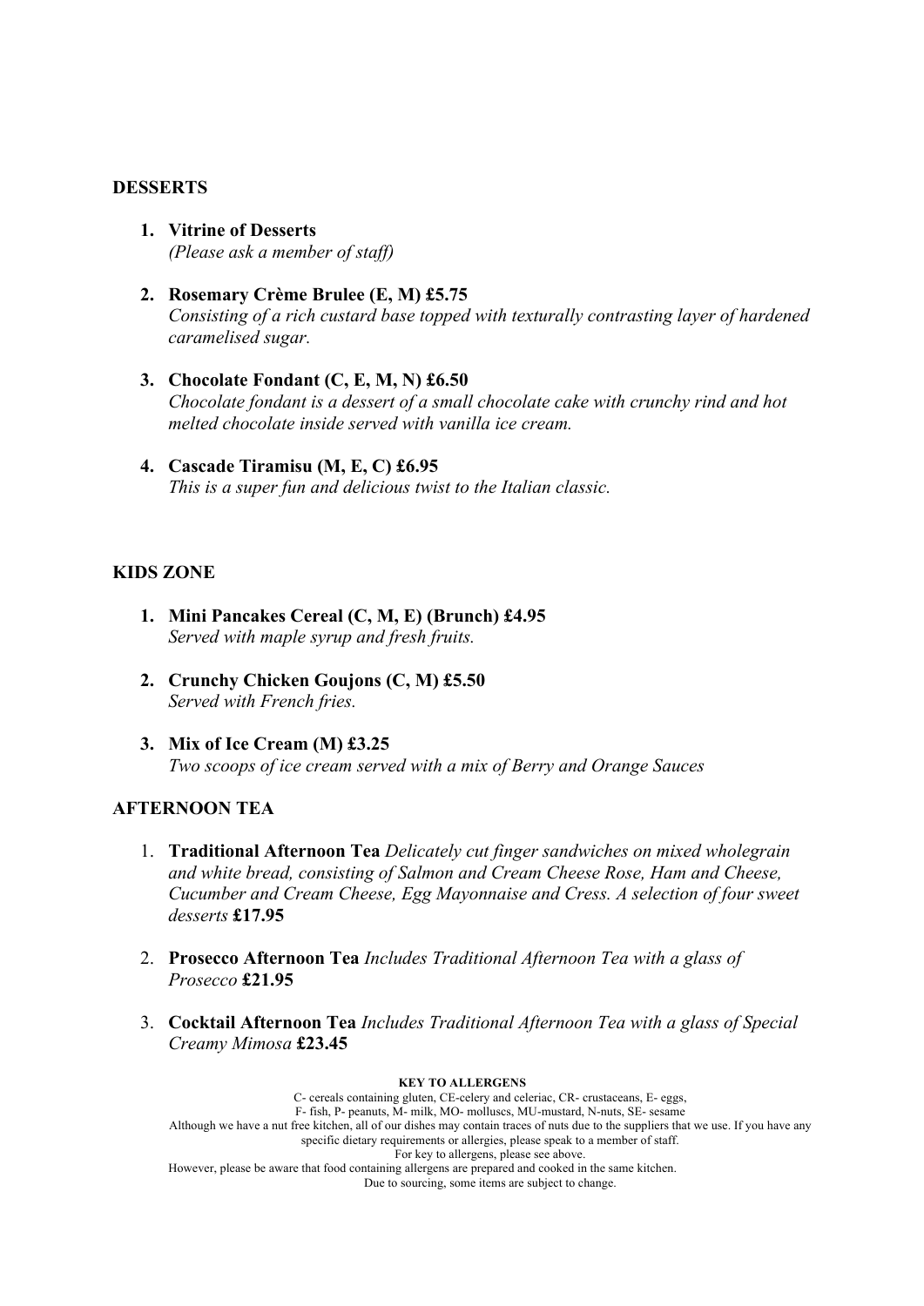## DESSERTS

1. **Vitrine of Desserts**
   *(Please ask a member of staff)*

2. **Rosemary Crème Brulee (E, M) £5.75**
   *Consisting of a rich custard base topped with texturally contrasting layer of hardened caramelised sugar.*

3. **Chocolate Fondant (C, E, M, N) £6.50**
   *Chocolate fondant is a dessert of a small chocolate cake with crunchy rind and hot melted chocolate inside served with vanilla ice cream.*

4. **Cascade Tiramisu (M, E, C) £6.95**
   *This is a super fun and delicious twist to the Italian classic.*

## KIDS ZONE

1. **Mini Pancakes Cereal (C, M, E) (Brunch) £4.95**
   *Served with maple syrup and fresh fruits.*

2. **Crunchy Chicken Goujons (C, M) £5.50**
   *Served with French fries.*

3. **Mix of Ice Cream (M) £3.25**
   *Two scoops of ice cream served with a mix of Berry and Orange Sauces*

## AFTERNOON TEA

1. **Traditional Afternoon Tea** *Delicately cut finger sandwiches on mixed wholegrain and white bread, consisting of Salmon and Cream Cheese Rose, Ham and Cheese, Cucumber and Cream Cheese, Egg Mayonnaise and Cress. A selection of four sweet desserts* **£17.95**

2. **Prosecco Afternoon Tea** *Includes Traditional Afternoon Tea with a glass of Prosecco* **£21.95**

3. **Cocktail Afternoon Tea** *Includes Traditional Afternoon Tea with a glass of Special Creamy Mimosa* **£23.45**

**KEY TO ALLERGENS**

C- cereals containing gluten, CE-celery and celeriac, CR- crustaceans, E- eggs,
F- fish, P- peanuts, M- milk, MO- molluscs, MU-mustard, N-nuts, SE- sesame

Although we have a nut free kitchen, all of our dishes may contain traces of nuts due to the suppliers that we use. If you have any specific dietary requirements or allergies, please speak to a member of staff.

For key to allergens, please see above.

However, please be aware that food containing allergens are prepared and cooked in the same kitchen.

Due to sourcing, some items are subject to change.